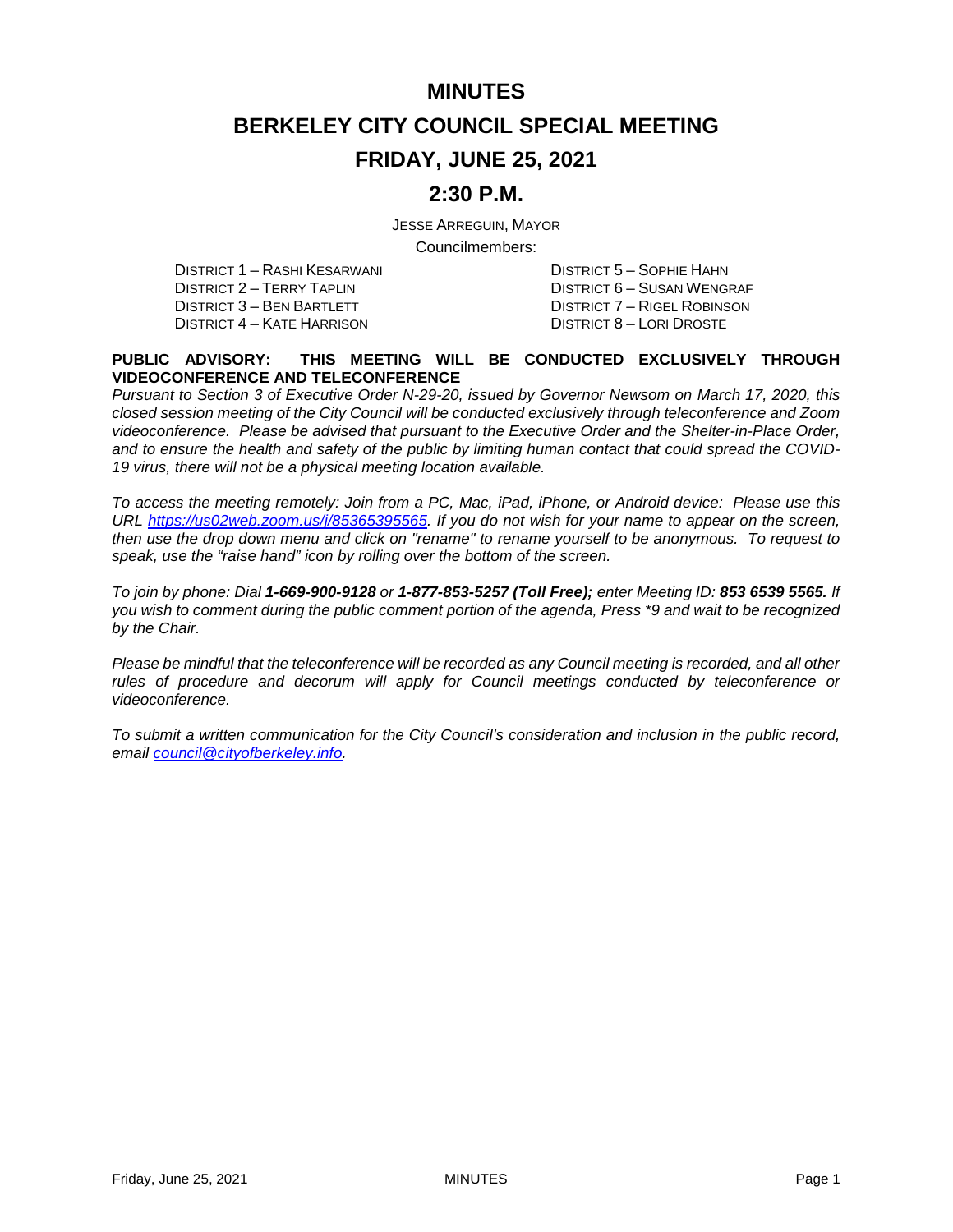# MINUTES

# BERKELEY CITY COUNCIL SPECIAL MEETING

# FRIDAY, JUNE 25, 2021

# 2:30 P.M.

JESSE ARREGUIN, MAYOR

Councilmembers:

DISTRICT 1 – RASHI KESARWANI
DISTRICT 2 – TERRY TAPLIN
DISTRICT 3 – BEN BARTLETT
DISTRICT 4 – KATE HARRISON
DISTRICT 5 – SOPHIE HAHN
DISTRICT 6 – SUSAN WENGRAF
DISTRICT 7 – RIGEL ROBINSON
DISTRICT 8 – LORI DROSTE

**PUBLIC ADVISORY: THIS MEETING WILL BE CONDUCTED EXCLUSIVELY THROUGH VIDEOCONFERENCE AND TELECONFERENCE**

*Pursuant to Section 3 of Executive Order N-29-20, issued by Governor Newsom on March 17, 2020, this closed session meeting of the City Council will be conducted exclusively through teleconference and Zoom videoconference. Please be advised that pursuant to the Executive Order and the Shelter-in-Place Order, and to ensure the health and safety of the public by limiting human contact that could spread the COVID-19 virus, there will not be a physical meeting location available.*

*To access the meeting remotely: Join from a PC, Mac, iPad, iPhone, or Android device: Please use this URL [https://us02web.zoom.us/j/85365395565](https://us02web.zoom.us/j/85365395565). If you do not wish for your name to appear on the screen, then use the drop down menu and click on "rename" to rename yourself to be anonymous. To request to speak, use the "raise hand" icon by rolling over the bottom of the screen.*

*To join by phone: Dial **1-669-900-9128** or **1-877-853-5257 (Toll Free);** enter Meeting ID: **853 6539 5565.** If you wish to comment during the public comment portion of the agenda, Press \*9 and wait to be recognized by the Chair.*

*Please be mindful that the teleconference will be recorded as any Council meeting is recorded, and all other rules of procedure and decorum will apply for Council meetings conducted by teleconference or videoconference.*

*To submit a written communication for the City Council's consideration and inclusion in the public record, email [council@cityofberkeley.info](mailto:council@cityofberkeley.info).*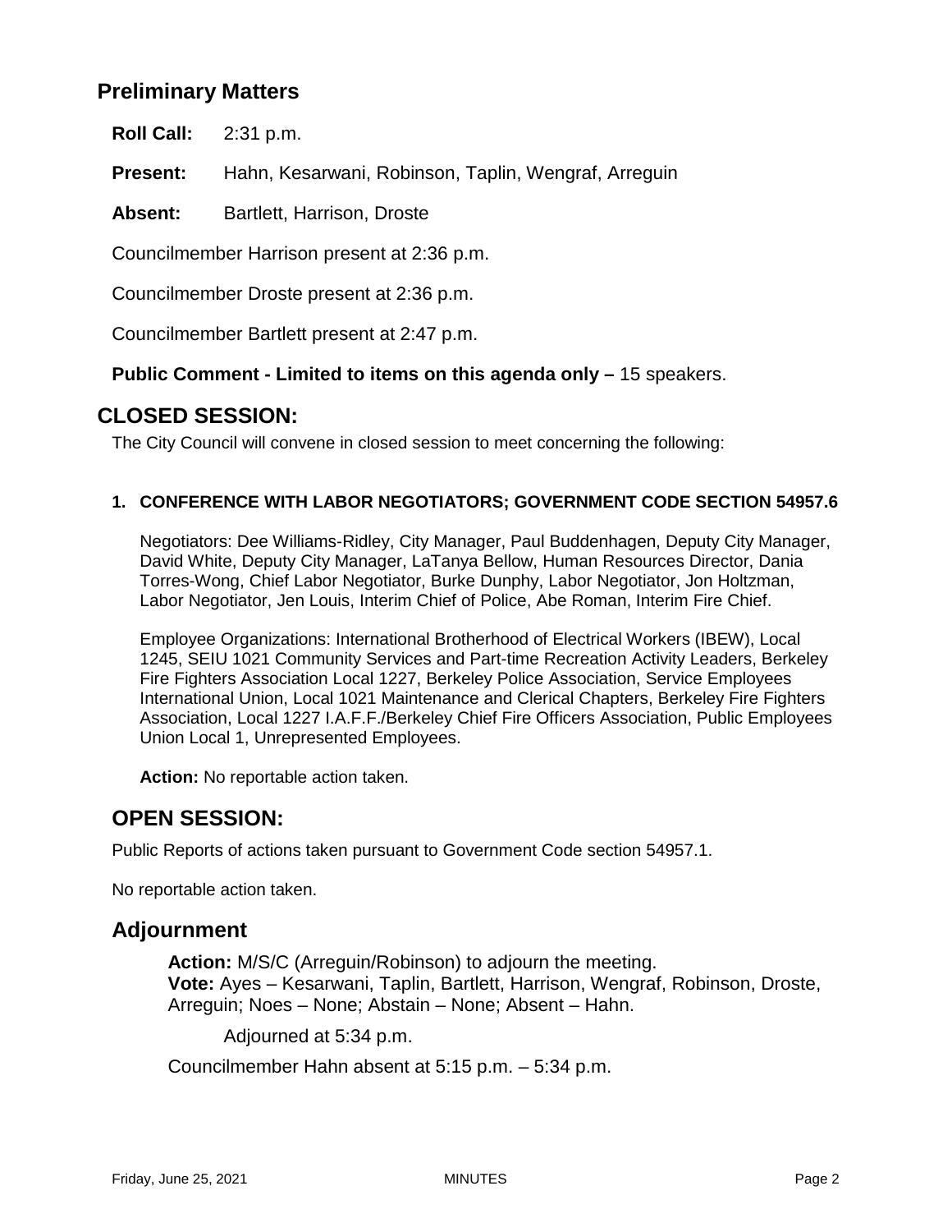## Preliminary Matters

**Roll Call:** 2:31 p.m.

**Present:** Hahn, Kesarwani, Robinson, Taplin, Wengraf, Arreguin

**Absent:** Bartlett, Harrison, Droste

Councilmember Harrison present at 2:36 p.m.

Councilmember Droste present at 2:36 p.m.

Councilmember Bartlett present at 2:47 p.m.

**Public Comment - Limited to items on this agenda only –** 15 speakers.

## CLOSED SESSION:

The City Council will convene in closed session to meet concerning the following:

**1. CONFERENCE WITH LABOR NEGOTIATORS; GOVERNMENT CODE SECTION 54957.6**

Negotiators: Dee Williams-Ridley, City Manager, Paul Buddenhagen, Deputy City Manager, David White, Deputy City Manager, LaTanya Bellow, Human Resources Director, Dania Torres-Wong, Chief Labor Negotiator, Burke Dunphy, Labor Negotiator, Jon Holtzman, Labor Negotiator, Jen Louis, Interim Chief of Police, Abe Roman, Interim Fire Chief.

Employee Organizations: International Brotherhood of Electrical Workers (IBEW), Local 1245, SEIU 1021 Community Services and Part-time Recreation Activity Leaders, Berkeley Fire Fighters Association Local 1227, Berkeley Police Association, Service Employees International Union, Local 1021 Maintenance and Clerical Chapters, Berkeley Fire Fighters Association, Local 1227 I.A.F.F./Berkeley Chief Fire Officers Association, Public Employees Union Local 1, Unrepresented Employees.

**Action:** No reportable action taken.

## OPEN SESSION:

Public Reports of actions taken pursuant to Government Code section 54957.1.

No reportable action taken.

## Adjournment

**Action:** M/S/C (Arreguin/Robinson) to adjourn the meeting.
**Vote:** Ayes – Kesarwani, Taplin, Bartlett, Harrison, Wengraf, Robinson, Droste, Arreguin; Noes – None; Abstain – None; Absent – Hahn.

Adjourned at 5:34 p.m.

Councilmember Hahn absent at 5:15 p.m. – 5:34 p.m.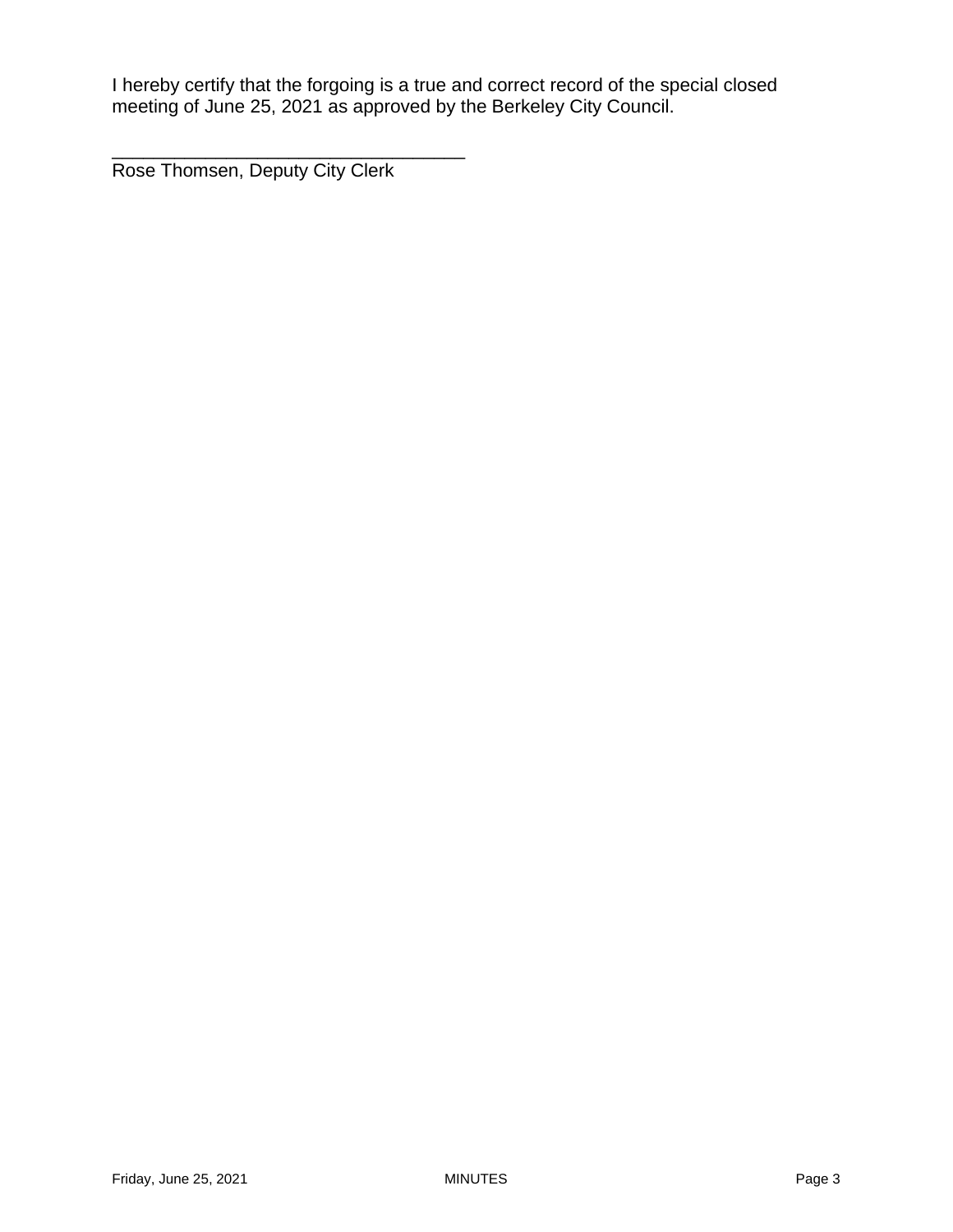I hereby certify that the forgoing is a true and correct record of the special closed meeting of June 25, 2021 as approved by the Berkeley City Council.

\_\_\_\_\_\_\_\_\_\_\_\_\_\_\_\_\_\_\_\_\_\_\_\_\_\_\_\_\_\_\_\_\_\_\_

Rose Thomsen, Deputy City Clerk